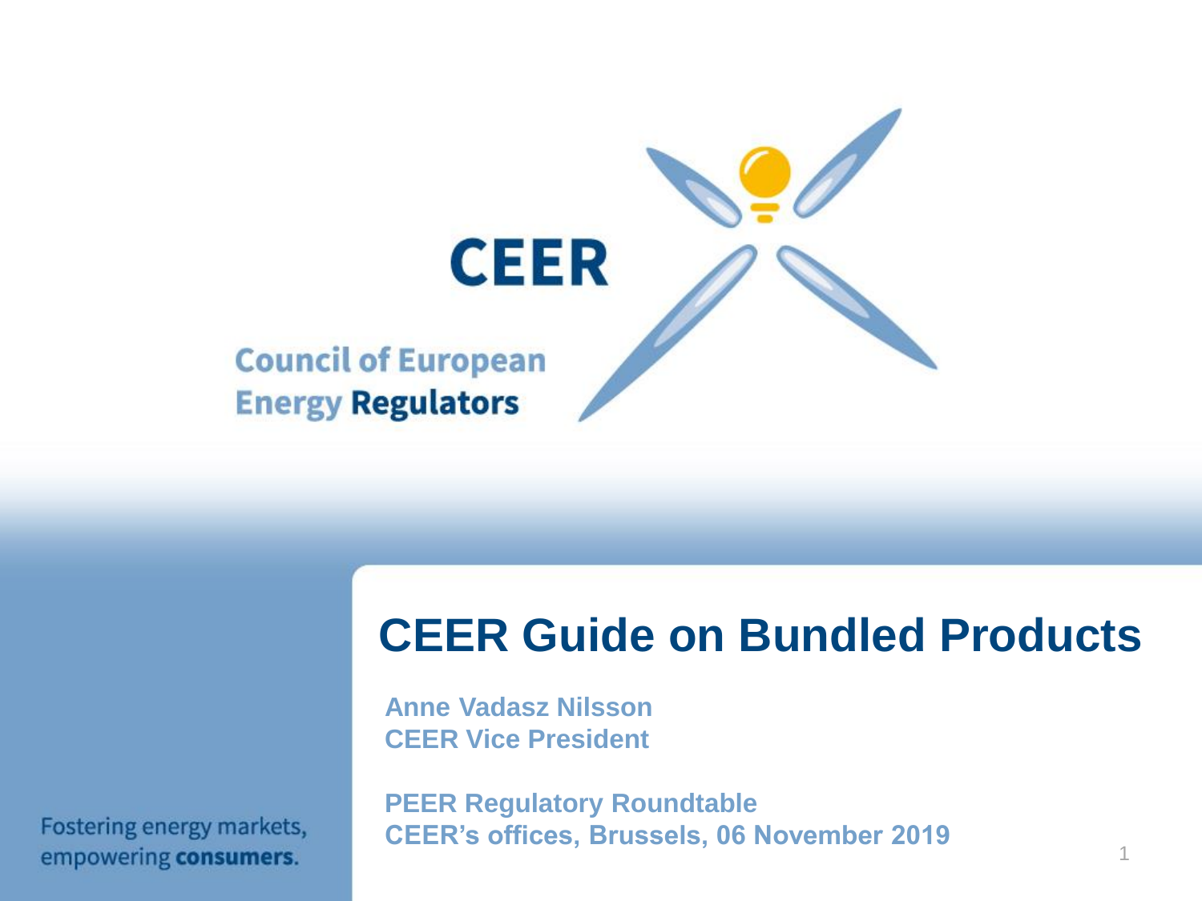CEER

Council of European Energy **Regulators**

# CEER Guide on Bundled Products

**Anne Vadasz Nilsson**
**CEER Vice President**

**PEER Regulatory Roundtable**
**CEER's offices, Brussels, 06 November 2019**

Fostering energy markets, empowering **consumers**.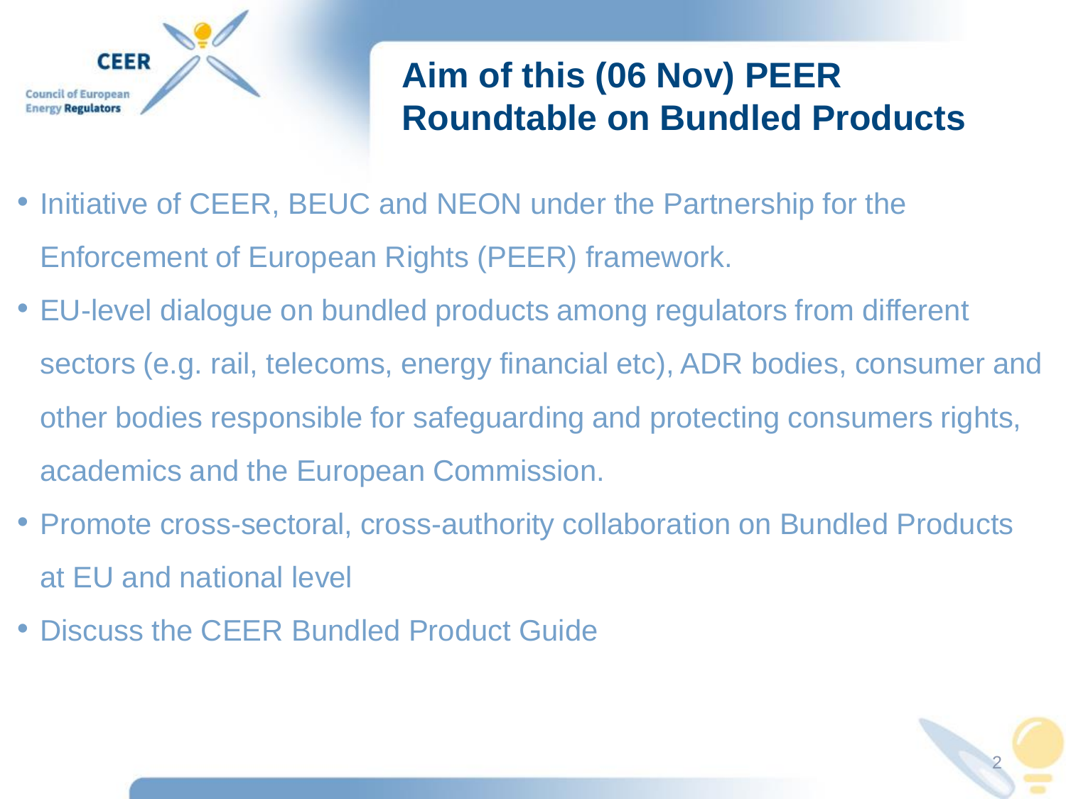# Aim of this (06 Nov) PEER Roundtable on Bundled Products

- Initiative of CEER, BEUC and NEON under the Partnership for the Enforcement of European Rights (PEER) framework.
- EU-level dialogue on bundled products among regulators from different sectors (e.g. rail, telecoms, energy financial etc), ADR bodies, consumer and other bodies responsible for safeguarding and protecting consumers rights, academics and the European Commission.
- Promote cross-sectoral, cross-authority collaboration on Bundled Products at EU and national level
- Discuss the CEER Bundled Product Guide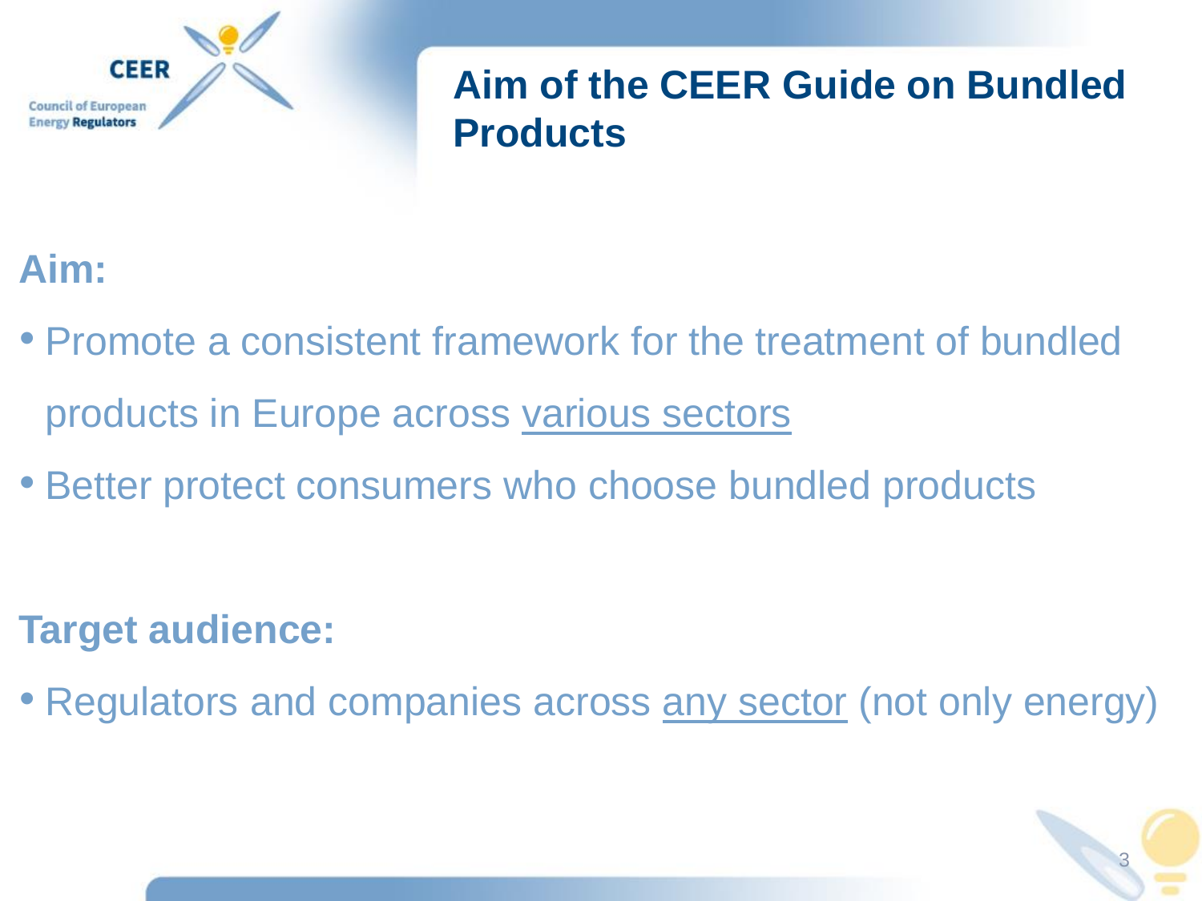# Aim of the CEER Guide on Bundled Products

**Aim:**

- Promote a consistent framework for the treatment of bundled products in Europe across various sectors
- Better protect consumers who choose bundled products

**Target audience:**

- Regulators and companies across any sector (not only energy)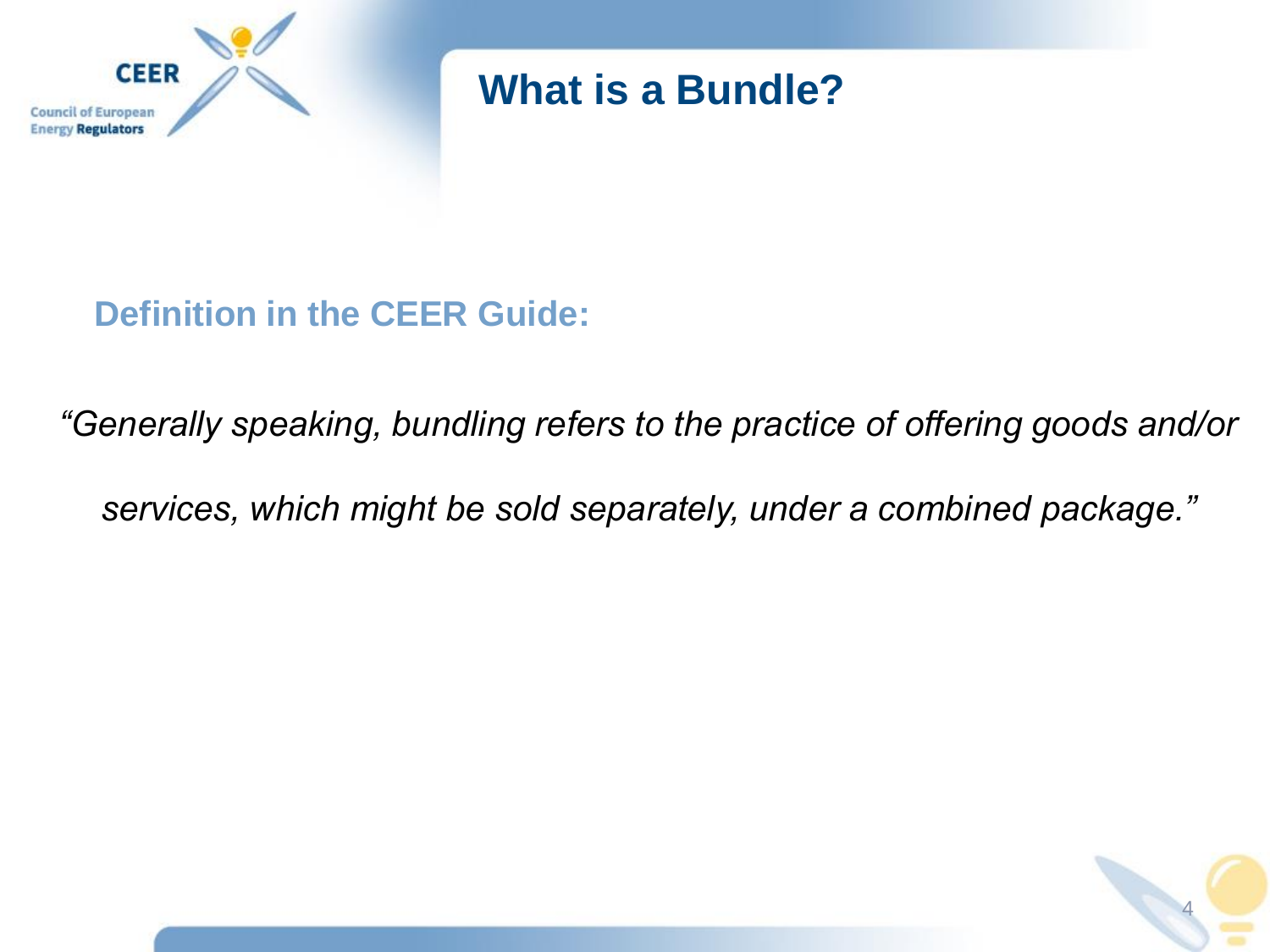# What is a Bundle?

**Definition in the CEER Guide:**

*"Generally speaking, bundling refers to the practice of offering goods and/or services, which might be sold separately, under a combined package."*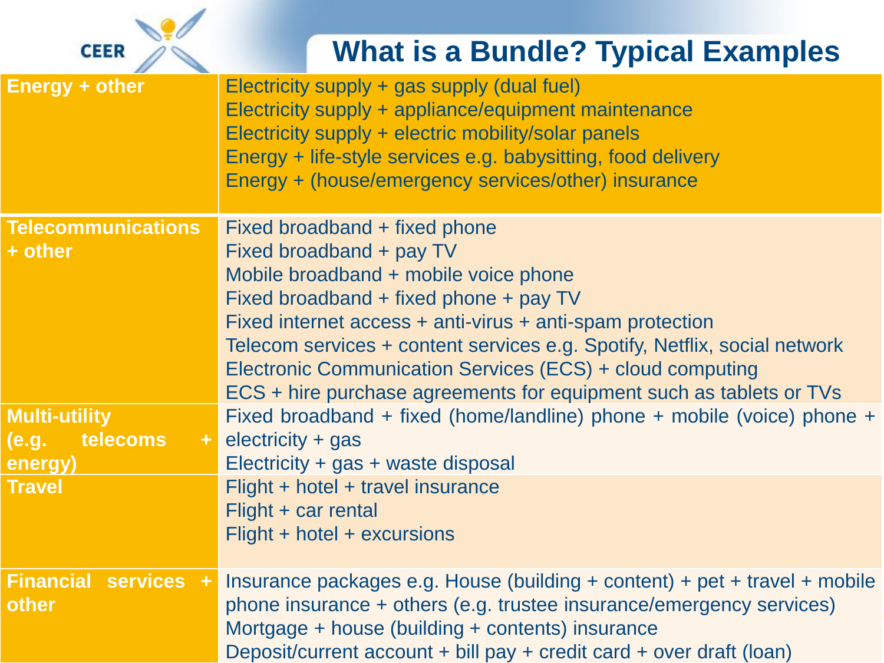# What is a Bundle? Typical Examples

| Category | Examples |
|---|---|
| **Energy + other** | Electricity supply + gas supply (dual fuel)<br>Electricity supply + appliance/equipment maintenance<br>Electricity supply + electric mobility/solar panels<br>Energy + life-style services e.g. babysitting, food delivery<br>Energy + (house/emergency services/other) insurance |
| **Telecommunications + other** | Fixed broadband + fixed phone<br>Fixed broadband + pay TV<br>Mobile broadband + mobile voice phone<br>Fixed broadband + fixed phone + pay TV<br>Fixed internet access + anti-virus + anti-spam protection<br>Telecom services + content services e.g. Spotify, Netflix, social network<br>Electronic Communication Services (ECS) + cloud computing<br>ECS + hire purchase agreements for equipment such as tablets or TVs |
| **Multi-utility (e.g. telecoms + energy)** | Fixed broadband + fixed (home/landline) phone + mobile (voice) phone + electricity + gas<br>Electricity + gas + waste disposal |
| **Travel** | Flight + hotel + travel insurance<br>Flight + car rental<br>Flight + hotel + excursions |
| **Financial services + other** | Insurance packages e.g. House (building + content) + pet + travel + mobile phone insurance + others (e.g. trustee insurance/emergency services)<br>Mortgage + house (building + contents) insurance<br>Deposit/current account + bill pay + credit card + over draft (loan) |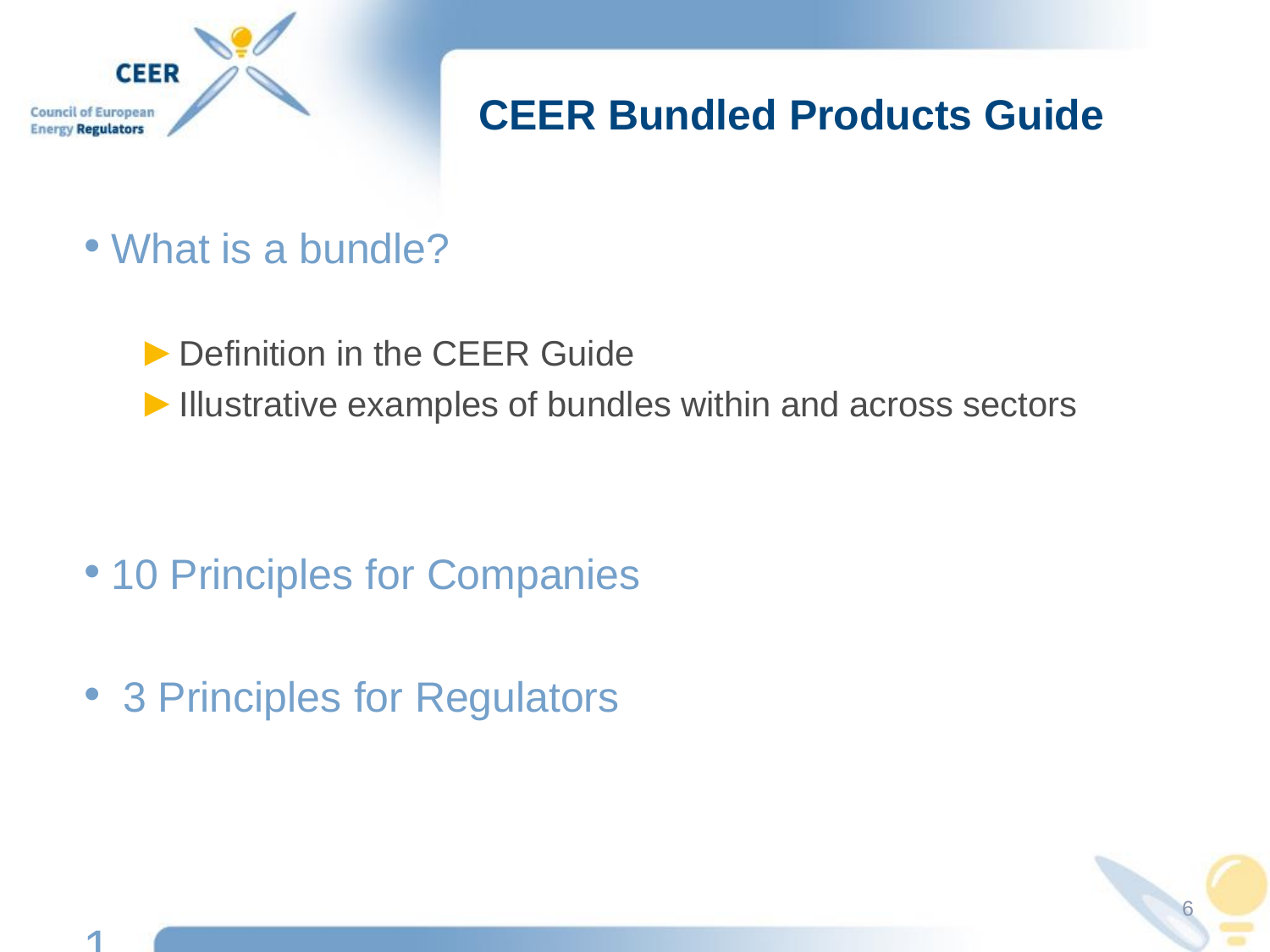# CEER Bundled Products Guide

- What is a bundle?
  - Definition in the CEER Guide
  - Illustrative examples of bundles within and across sectors

- 10 Principles for Companies

- 3 Principles for Regulators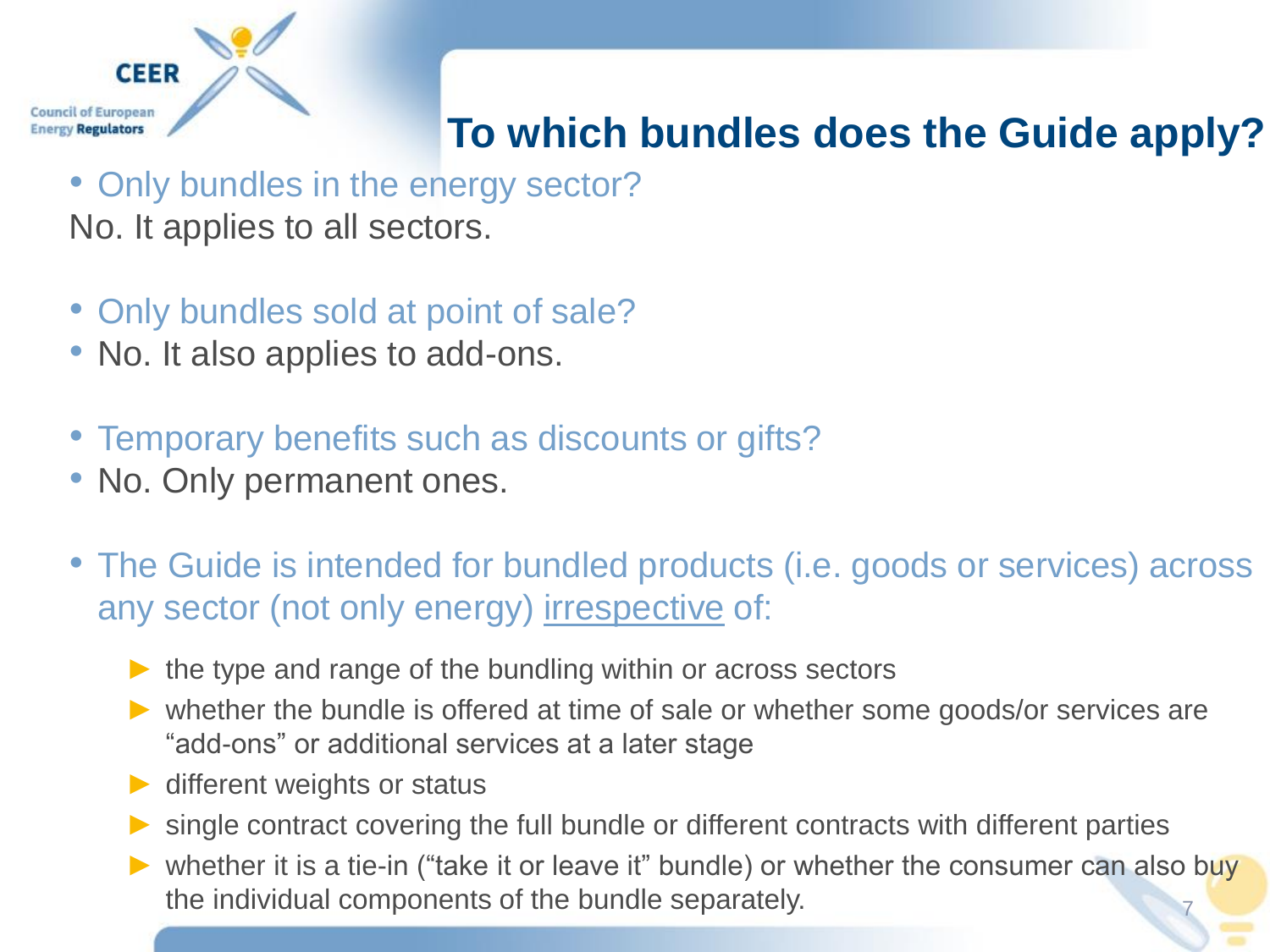# To which bundles does the Guide apply?

- Only bundles in the energy sector?

No. It applies to all sectors.

- Only bundles sold at point of sale?
- No. It also applies to add-ons.

- Temporary benefits such as discounts or gifts?
- No. Only permanent ones.

- The Guide is intended for bundled products (i.e. goods or services) across any sector (not only energy) irrespective of:
  - the type and range of the bundling within or across sectors
  - whether the bundle is offered at time of sale or whether some goods/or services are "add-ons" or additional services at a later stage
  - different weights or status
  - single contract covering the full bundle or different contracts with different parties
  - whether it is a tie-in ("take it or leave it" bundle) or whether the consumer can also buy the individual components of the bundle separately.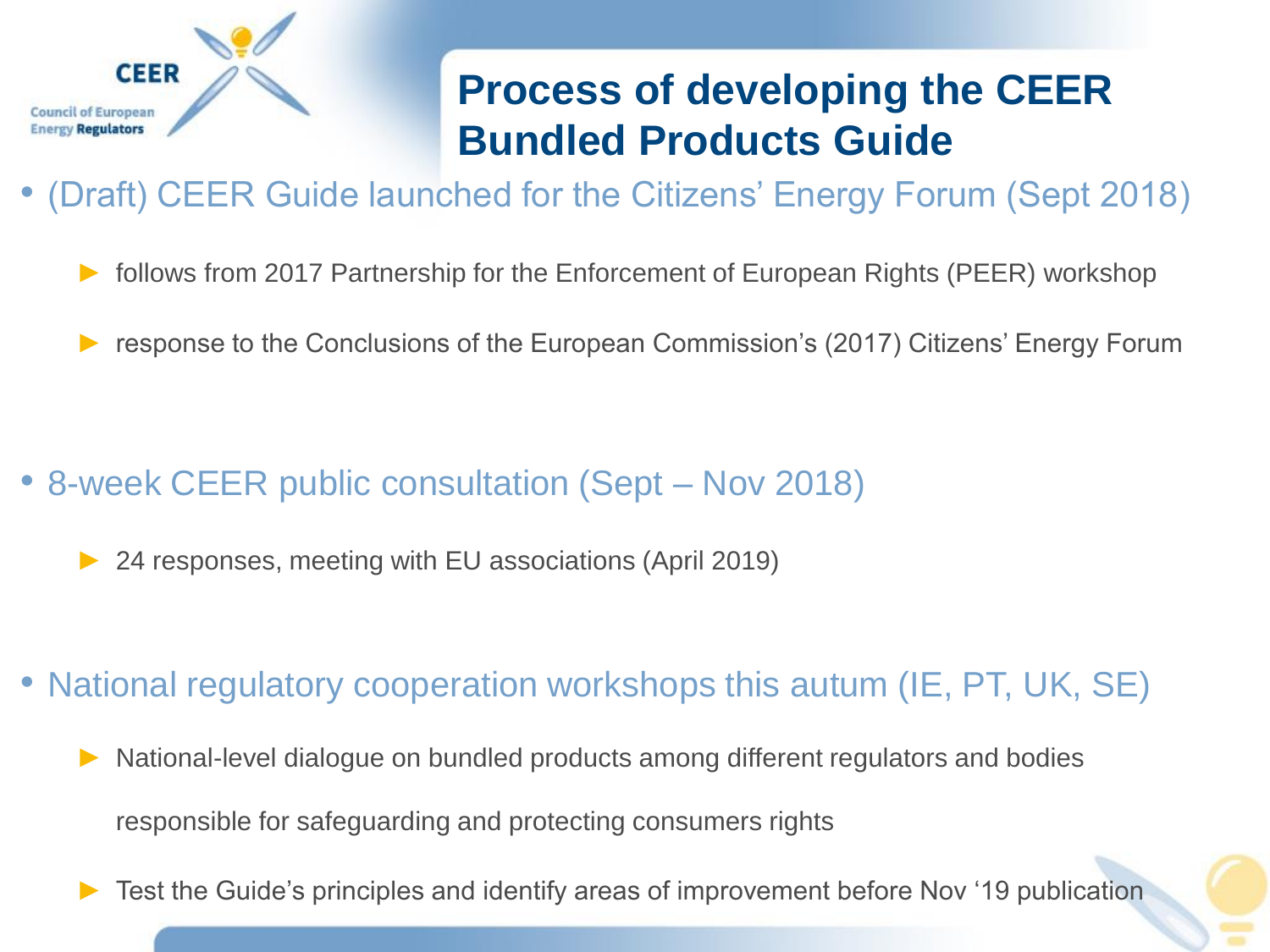# Process of developing the CEER Bundled Products Guide

- (Draft) CEER Guide launched for the Citizens' Energy Forum (Sept 2018)
  - follows from 2017 Partnership for the Enforcement of European Rights (PEER) workshop
  - response to the Conclusions of the European Commission's (2017) Citizens' Energy Forum
- 8-week CEER public consultation (Sept – Nov 2018)
  - 24 responses, meeting with EU associations (April 2019)
- National regulatory cooperation workshops this autum (IE, PT, UK, SE)
  - National-level dialogue on bundled products among different regulators and bodies responsible for safeguarding and protecting consumers rights
  - Test the Guide's principles and identify areas of improvement before Nov '19 publication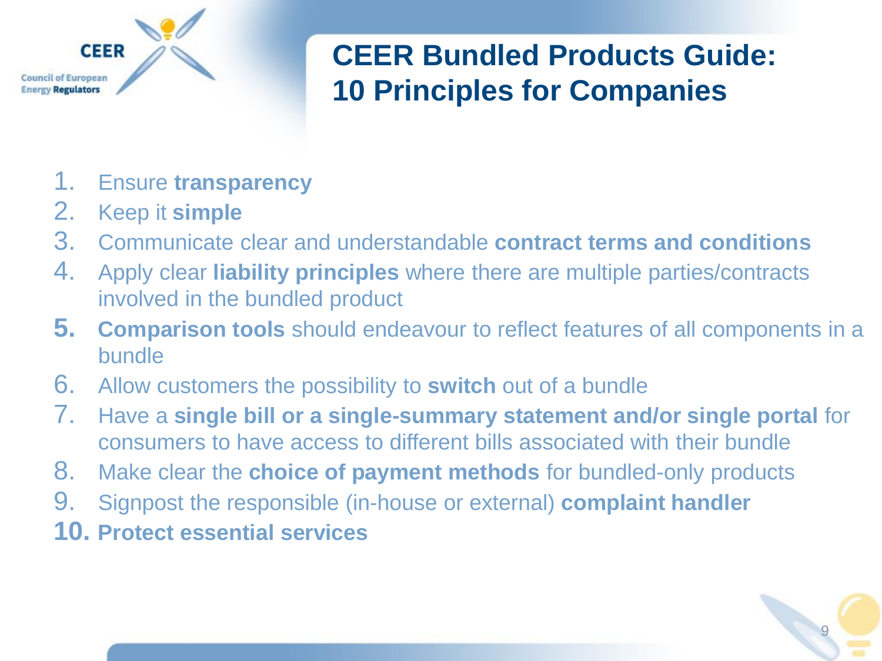# CEER Bundled Products Guide: 10 Principles for Companies

1. Ensure **transparency**
2. Keep it **simple**
3. Communicate clear and understandable **contract terms and conditions**
4. Apply clear **liability principles** where there are multiple parties/contracts involved in the bundled product
5. **Comparison tools** should endeavour to reflect features of all components in a bundle
6. Allow customers the possibility to **switch** out of a bundle
7. Have a **single bill or a single-summary statement and/or single portal** for consumers to have access to different bills associated with their bundle
8. Make clear the **choice of payment methods** for bundled-only products
9. Signpost the responsible (in-house or external) **complaint handler**
10. **Protect essential services**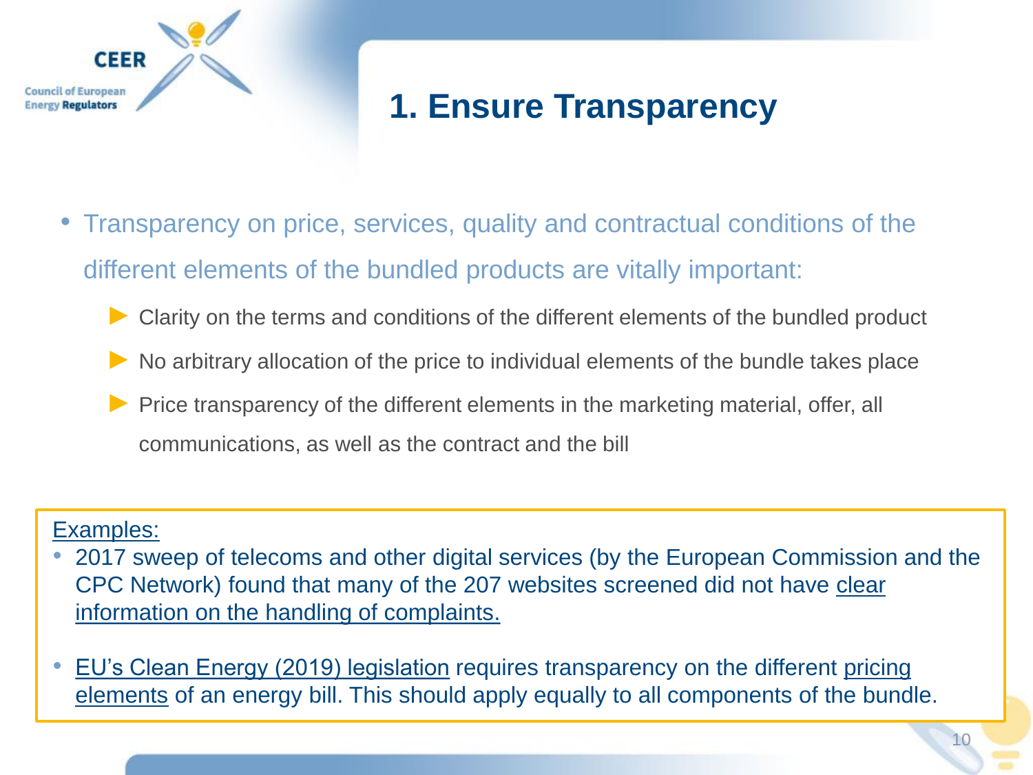# 1. Ensure Transparency

- Transparency on price, services, quality and contractual conditions of the different elements of the bundled products are vitally important:
  - Clarity on the terms and conditions of the different elements of the bundled product
  - No arbitrary allocation of the price to individual elements of the bundle takes place
  - Price transparency of the different elements in the marketing material, offer, all communications, as well as the contract and the bill

Examples:

- 2017 sweep of telecoms and other digital services (by the European Commission and the CPC Network) found that many of the 207 websites screened did not have clear information on the handling of complaints.
- EU's Clean Energy (2019) legislation requires transparency on the different pricing elements of an energy bill. This should apply equally to all components of the bundle.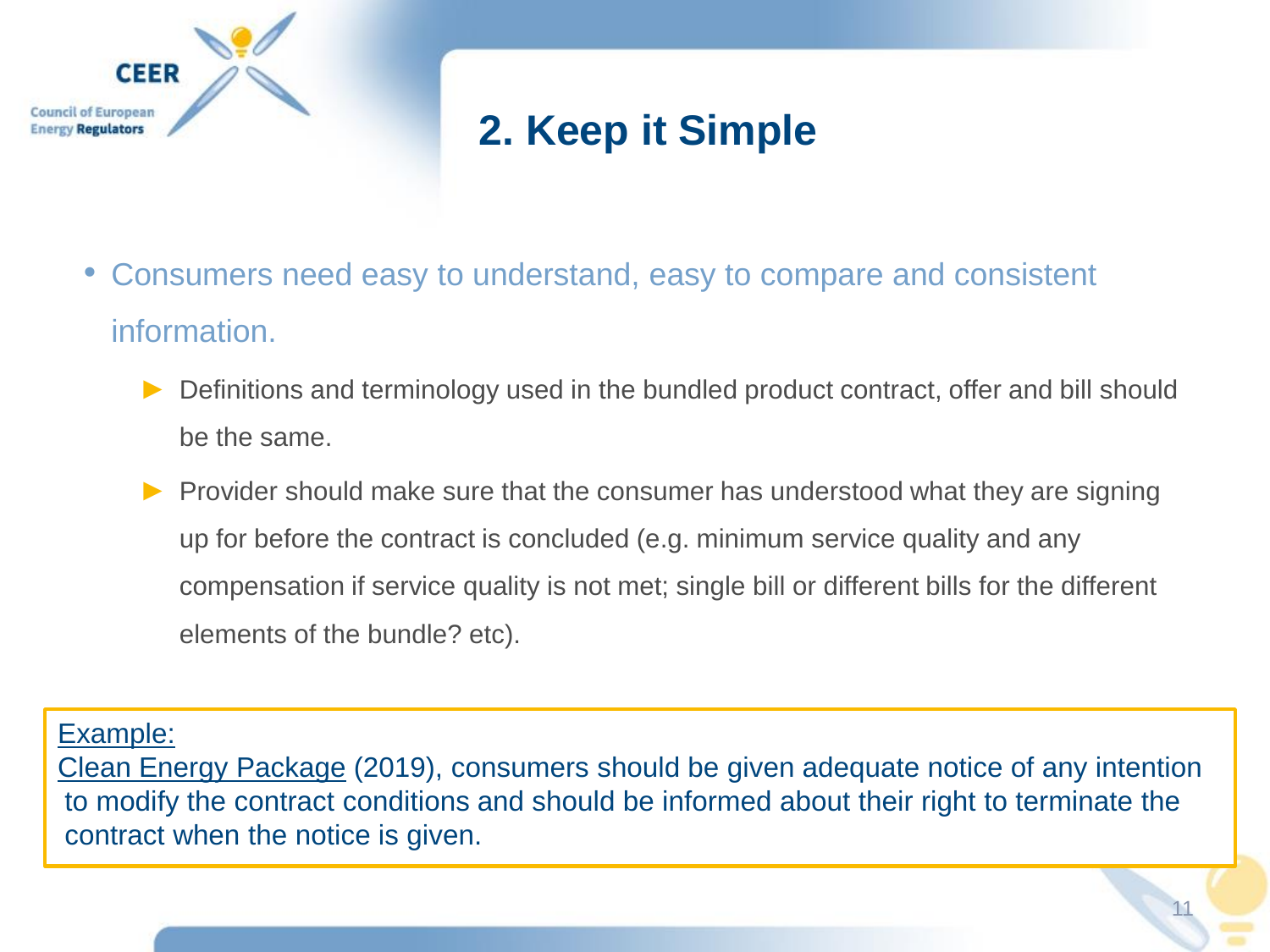## 2. Keep it Simple

- Consumers need easy to understand, easy to compare and consistent information.
  - Definitions and terminology used in the bundled product contract, offer and bill should be the same.
  - Provider should make sure that the consumer has understood what they are signing up for before the contract is concluded (e.g. minimum service quality and any compensation if service quality is not met; single bill or different bills for the different elements of the bundle? etc).

Example:
Clean Energy Package (2019), consumers should be given adequate notice of any intention to modify the contract conditions and should be informed about their right to terminate the contract when the notice is given.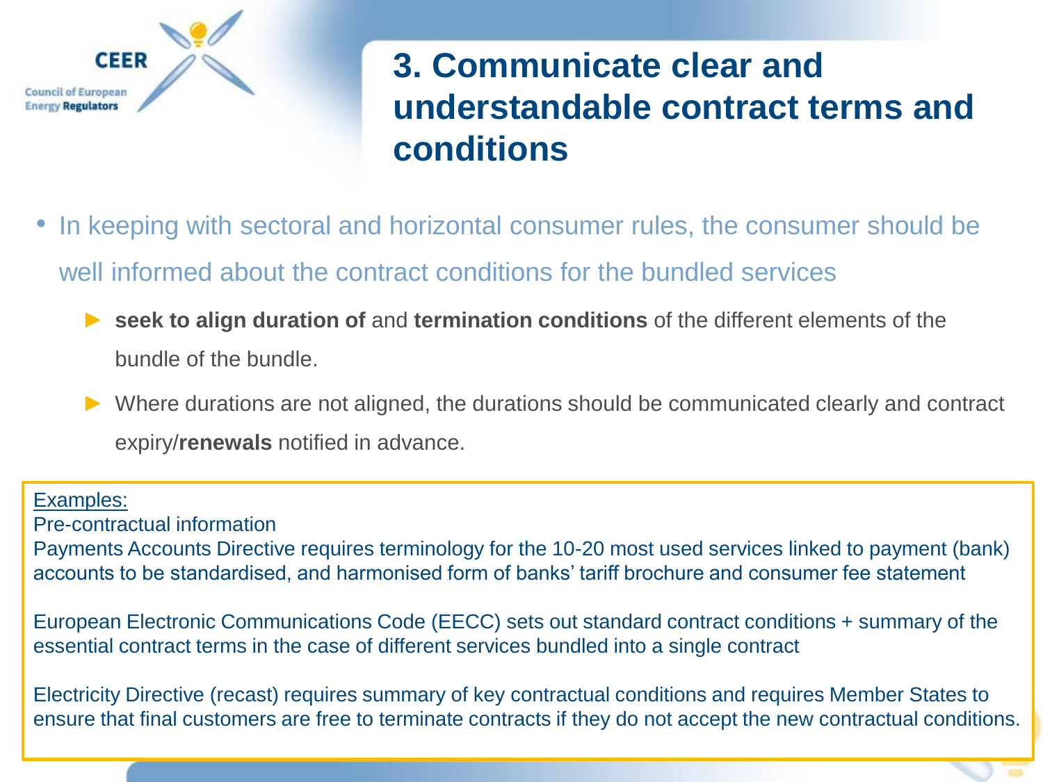# 3. Communicate clear and understandable contract terms and conditions

- In keeping with sectoral and horizontal consumer rules, the consumer should be well informed about the contract conditions for the bundled services
  - **seek to align duration of** and **termination conditions** of the different elements of the bundle of the bundle.
  - Where durations are not aligned, the durations should be communicated clearly and contract expiry/**renewals** notified in advance.

<u>Examples:</u>

Pre-contractual information

Payments Accounts Directive requires terminology for the 10-20 most used services linked to payment (bank) accounts to be standardised, and harmonised form of banks' tariff brochure and consumer fee statement

European Electronic Communications Code (EECC) sets out standard contract conditions + summary of the essential contract terms in the case of different services bundled into a single contract

Electricity Directive (recast) requires summary of key contractual conditions and requires Member States to ensure that final customers are free to terminate contracts if they do not accept the new contractual conditions.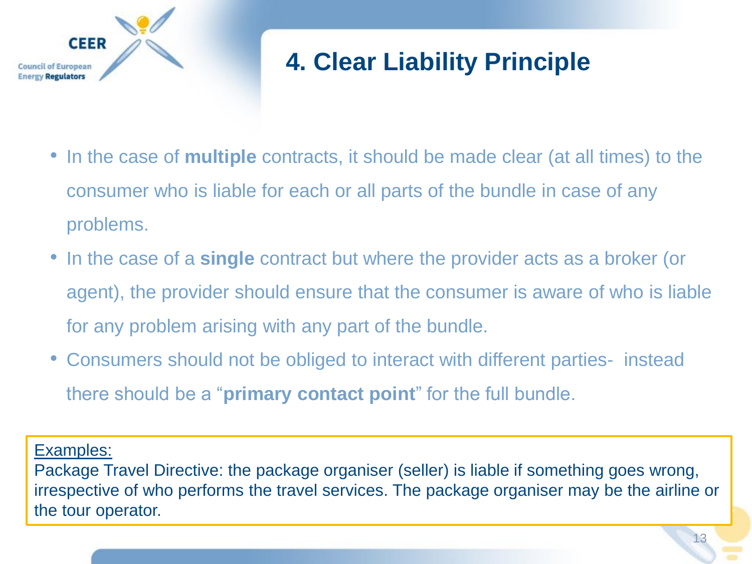# 4. Clear Liability Principle

- In the case of **multiple** contracts, it should be made clear (at all times) to the consumer who is liable for each or all parts of the bundle in case of any problems.
- In the case of a **single** contract but where the provider acts as a broker (or agent), the provider should ensure that the consumer is aware of who is liable for any problem arising with any part of the bundle.
- Consumers should not be obliged to interact with different parties- instead there should be a "**primary contact point**" for the full bundle.

<u>Examples:</u>

Package Travel Directive: the package organiser (seller) is liable if something goes wrong, irrespective of who performs the travel services. The package organiser may be the airline or the tour operator.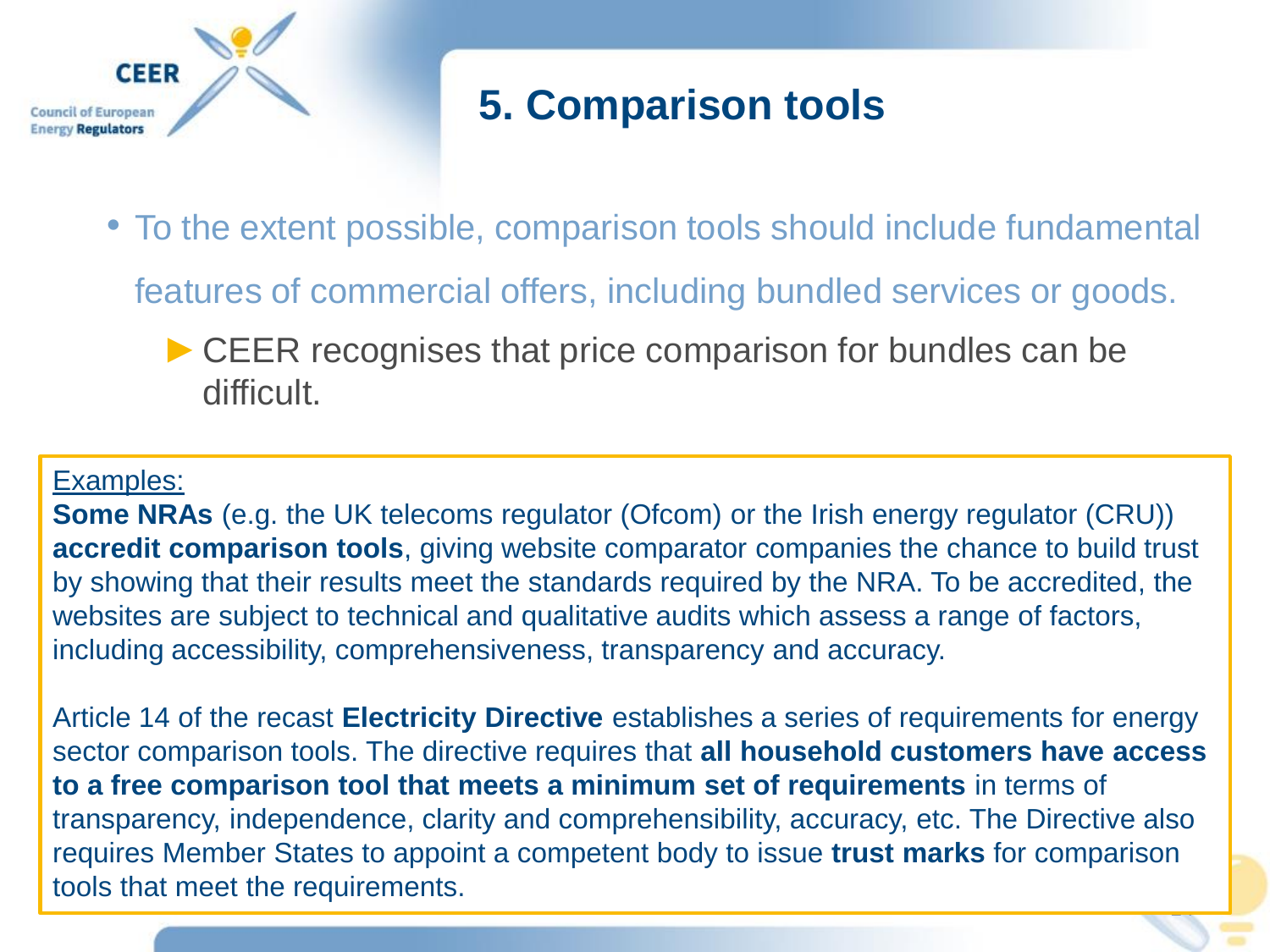# 5. Comparison tools

- To the extent possible, comparison tools should include fundamental features of commercial offers, including bundled services or goods.
  - ► CEER recognises that price comparison for bundles can be difficult.

<u>Examples:</u>

**Some NRAs** (e.g. the UK telecoms regulator (Ofcom) or the Irish energy regulator (CRU)) **accredit comparison tools**, giving website comparator companies the chance to build trust by showing that their results meet the standards required by the NRA. To be accredited, the websites are subject to technical and qualitative audits which assess a range of factors, including accessibility, comprehensiveness, transparency and accuracy.

Article 14 of the recast **Electricity Directive** establishes a series of requirements for energy sector comparison tools. The directive requires that **all household customers have access to a free comparison tool that meets a minimum set of requirements** in terms of transparency, independence, clarity and comprehensibility, accuracy, etc. The Directive also requires Member States to appoint a competent body to issue **trust marks** for comparison tools that meet the requirements.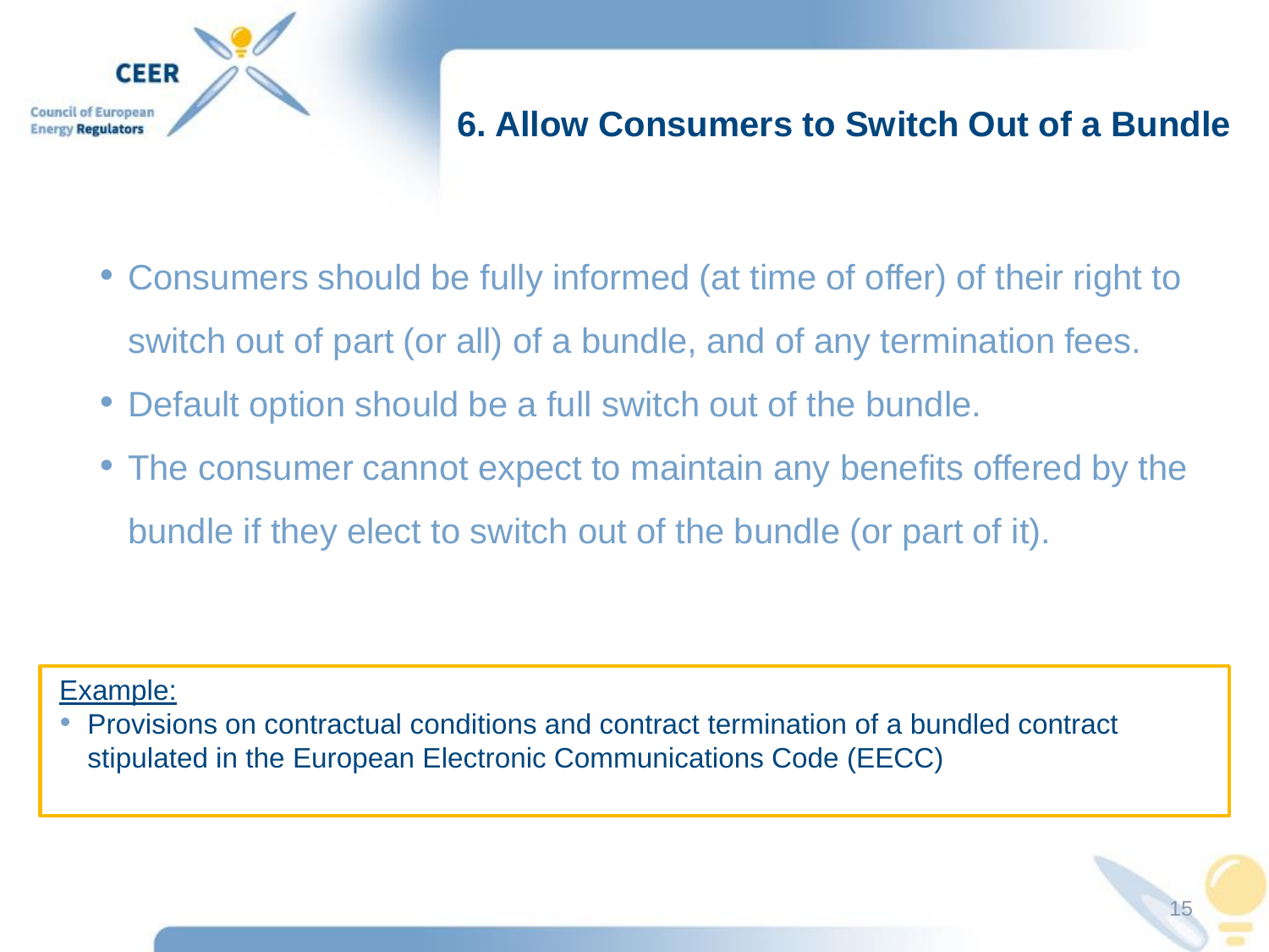# 6. Allow Consumers to Switch Out of a Bundle

- Consumers should be fully informed (at time of offer) of their right to switch out of part (or all) of a bundle, and of any termination fees.
- Default option should be a full switch out of the bundle.
- The consumer cannot expect to maintain any benefits offered by the bundle if they elect to switch out of the bundle (or part of it).

Example:

- Provisions on contractual conditions and contract termination of a bundled contract stipulated in the European Electronic Communications Code (EECC)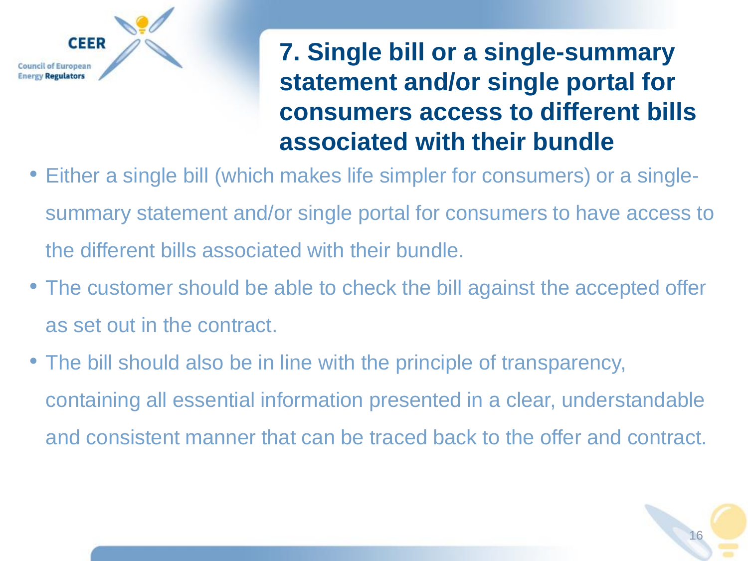# 7. Single bill or a single-summary statement and/or single portal for consumers access to different bills associated with their bundle

- Either a single bill (which makes life simpler for consumers) or a single-summary statement and/or single portal for consumers to have access to the different bills associated with their bundle.
- The customer should be able to check the bill against the accepted offer as set out in the contract.
- The bill should also be in line with the principle of transparency, containing all essential information presented in a clear, understandable and consistent manner that can be traced back to the offer and contract.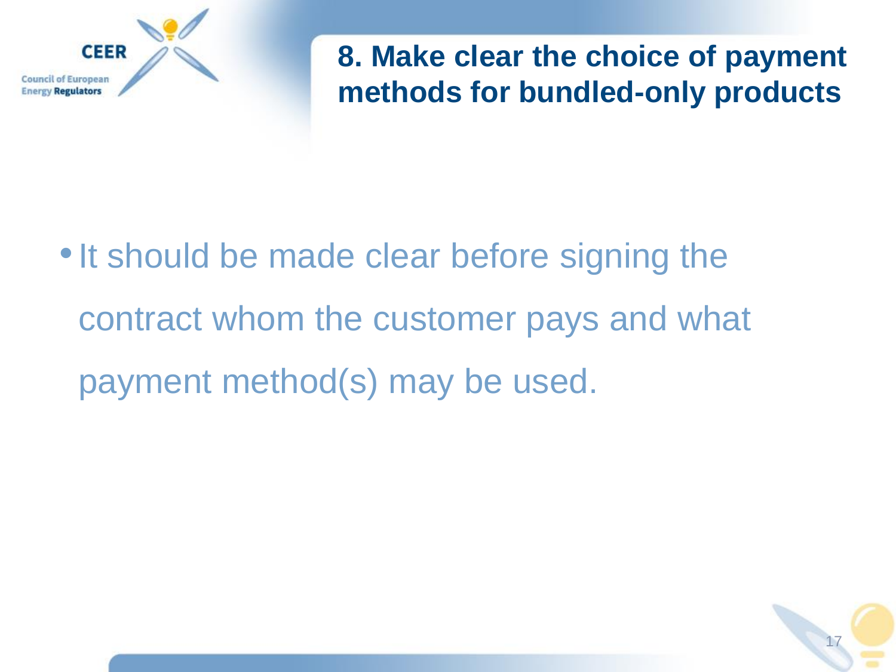# 8. Make clear the choice of payment methods for bundled-only products

- It should be made clear before signing the contract whom the customer pays and what payment method(s) may be used.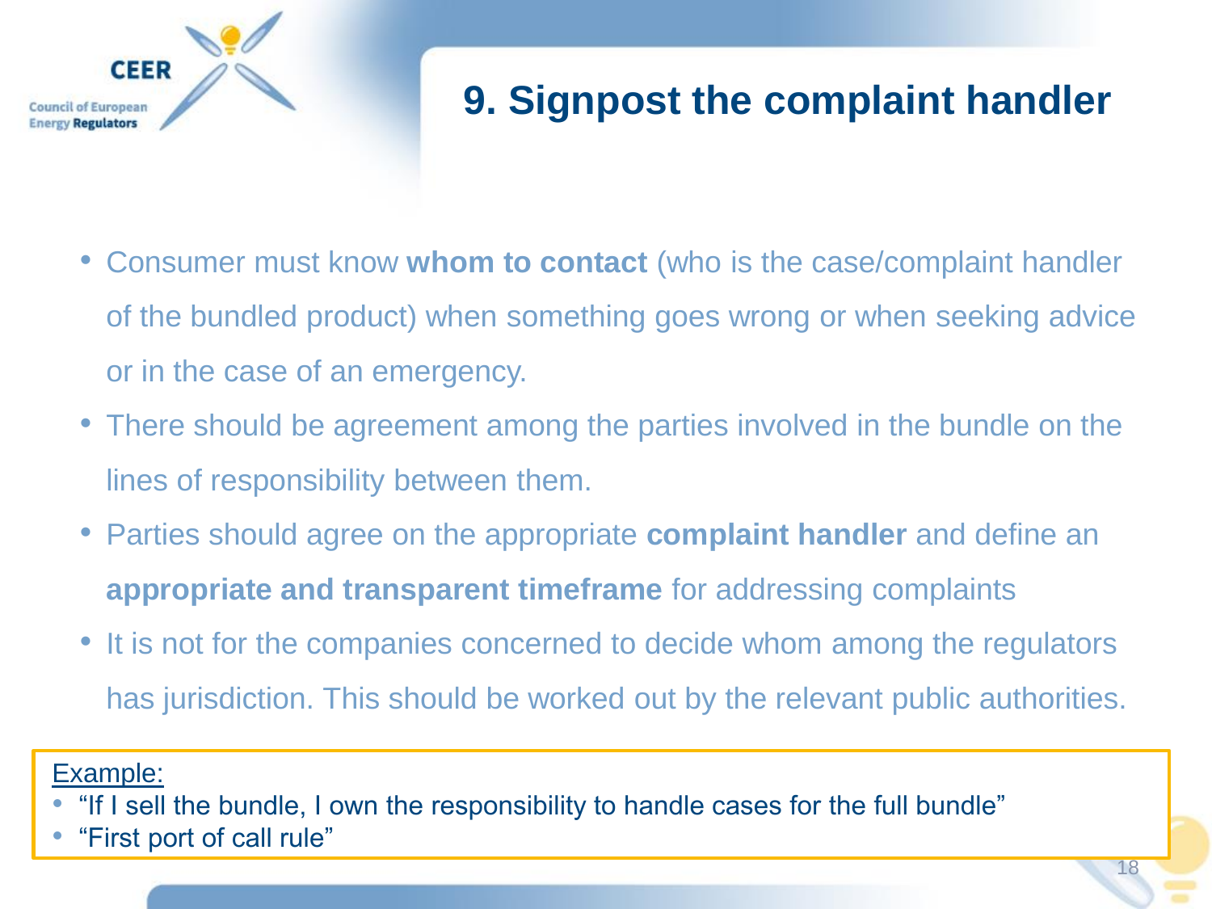# 9. Signpost the complaint handler

- Consumer must know **whom to contact** (who is the case/complaint handler of the bundled product) when something goes wrong or when seeking advice or in the case of an emergency.
- There should be agreement among the parties involved in the bundle on the lines of responsibility between them.
- Parties should agree on the appropriate **complaint handler** and define an **appropriate and transparent timeframe** for addressing complaints
- It is not for the companies concerned to decide whom among the regulators has jurisdiction. This should be worked out by the relevant public authorities.

Example:

- "If I sell the bundle, I own the responsibility to handle cases for the full bundle"
- "First port of call rule"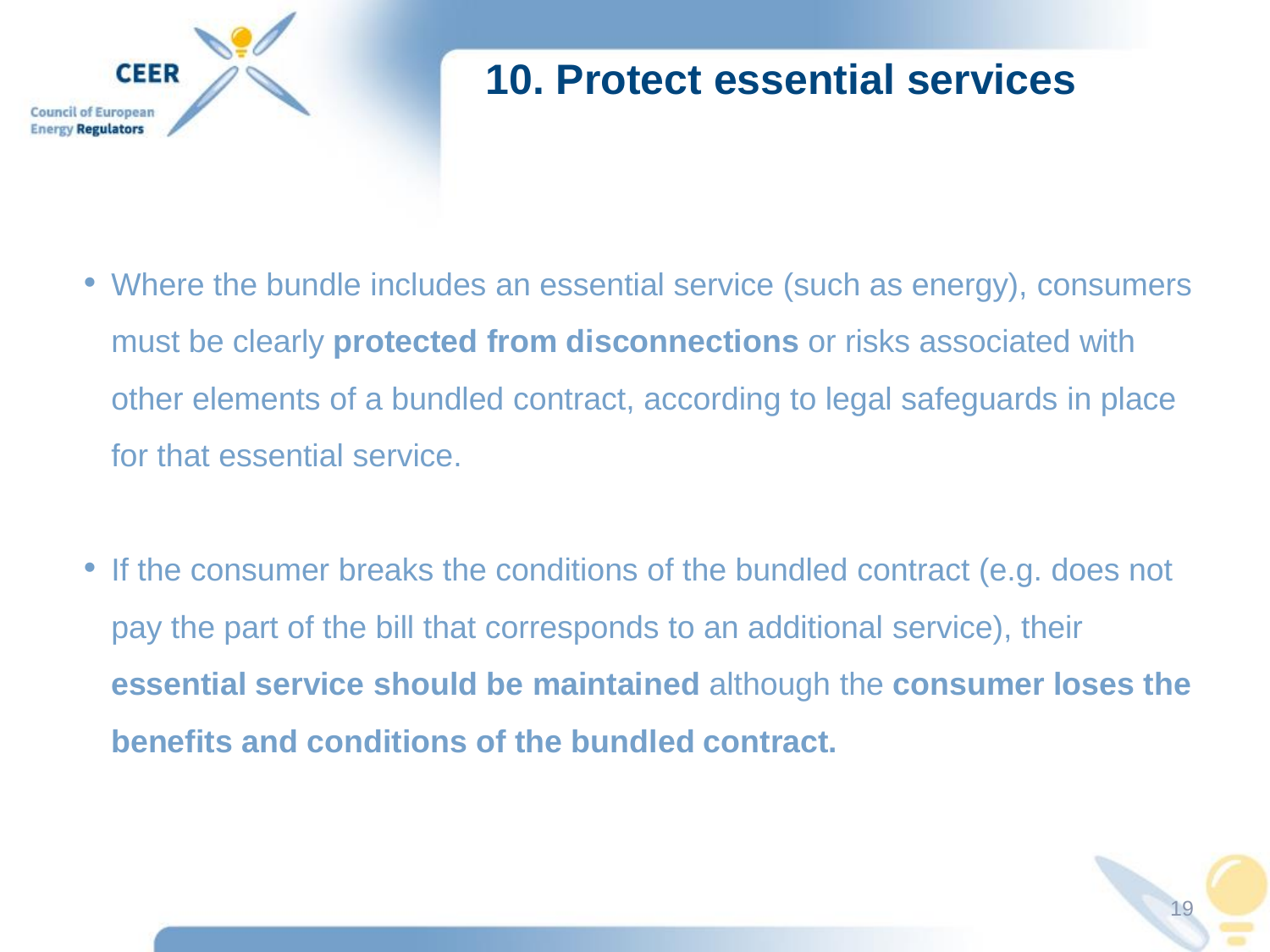# 10. Protect essential services

- Where the bundle includes an essential service (such as energy), consumers must be clearly **protected from disconnections** or risks associated with other elements of a bundled contract, according to legal safeguards in place for that essential service.

- If the consumer breaks the conditions of the bundled contract (e.g. does not pay the part of the bill that corresponds to an additional service), their **essential service should be maintained** although the **consumer loses the benefits and conditions of the bundled contract.**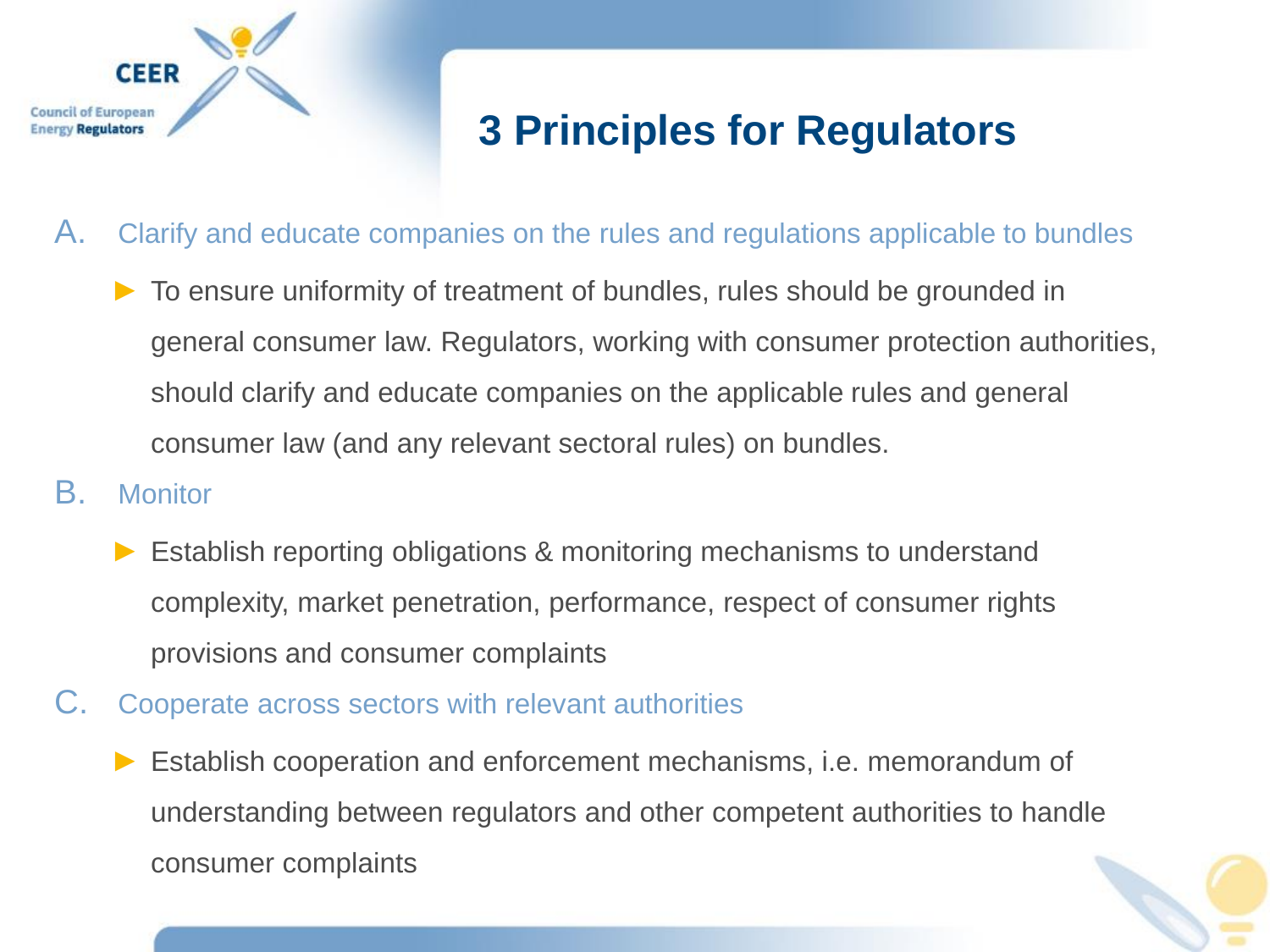# 3 Principles for Regulators

A. Clarify and educate companies on the rules and regulations applicable to bundles

- To ensure uniformity of treatment of bundles, rules should be grounded in general consumer law. Regulators, working with consumer protection authorities, should clarify and educate companies on the applicable rules and general consumer law (and any relevant sectoral rules) on bundles.

B. Monitor

- Establish reporting obligations & monitoring mechanisms to understand complexity, market penetration, performance, respect of consumer rights provisions and consumer complaints

C. Cooperate across sectors with relevant authorities

- Establish cooperation and enforcement mechanisms, i.e. memorandum of understanding between regulators and other competent authorities to handle consumer complaints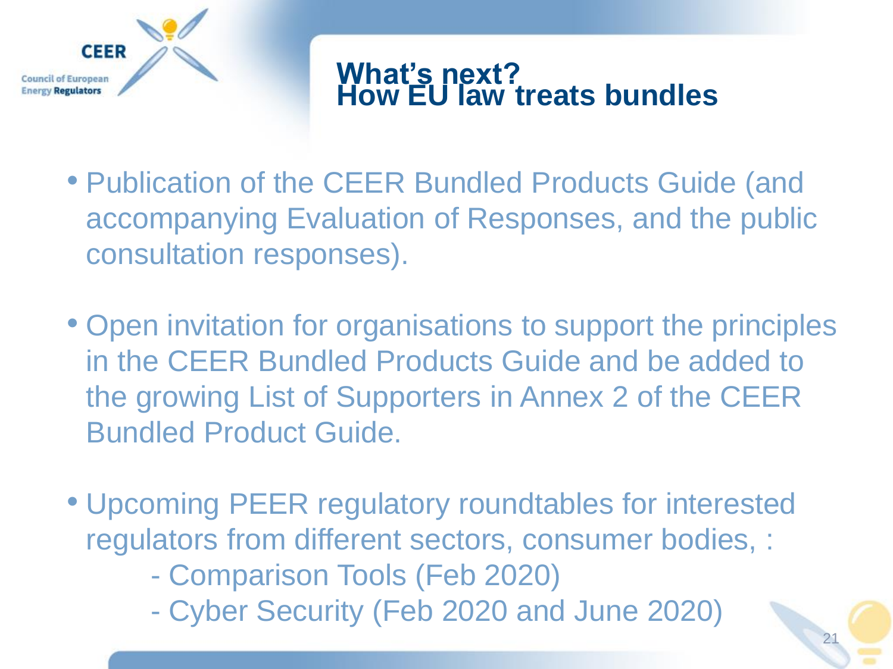# What's next?
# How EU law treats bundles

- Publication of the CEER Bundled Products Guide (and accompanying Evaluation of Responses, and the public consultation responses).

- Open invitation for organisations to support the principles in the CEER Bundled Products Guide and be added to the growing List of Supporters in Annex 2 of the CEER Bundled Product Guide.

- Upcoming PEER regulatory roundtables for interested regulators from different sectors, consumer bodies, :
  - Comparison Tools (Feb 2020)
  - Cyber Security (Feb 2020 and June 2020)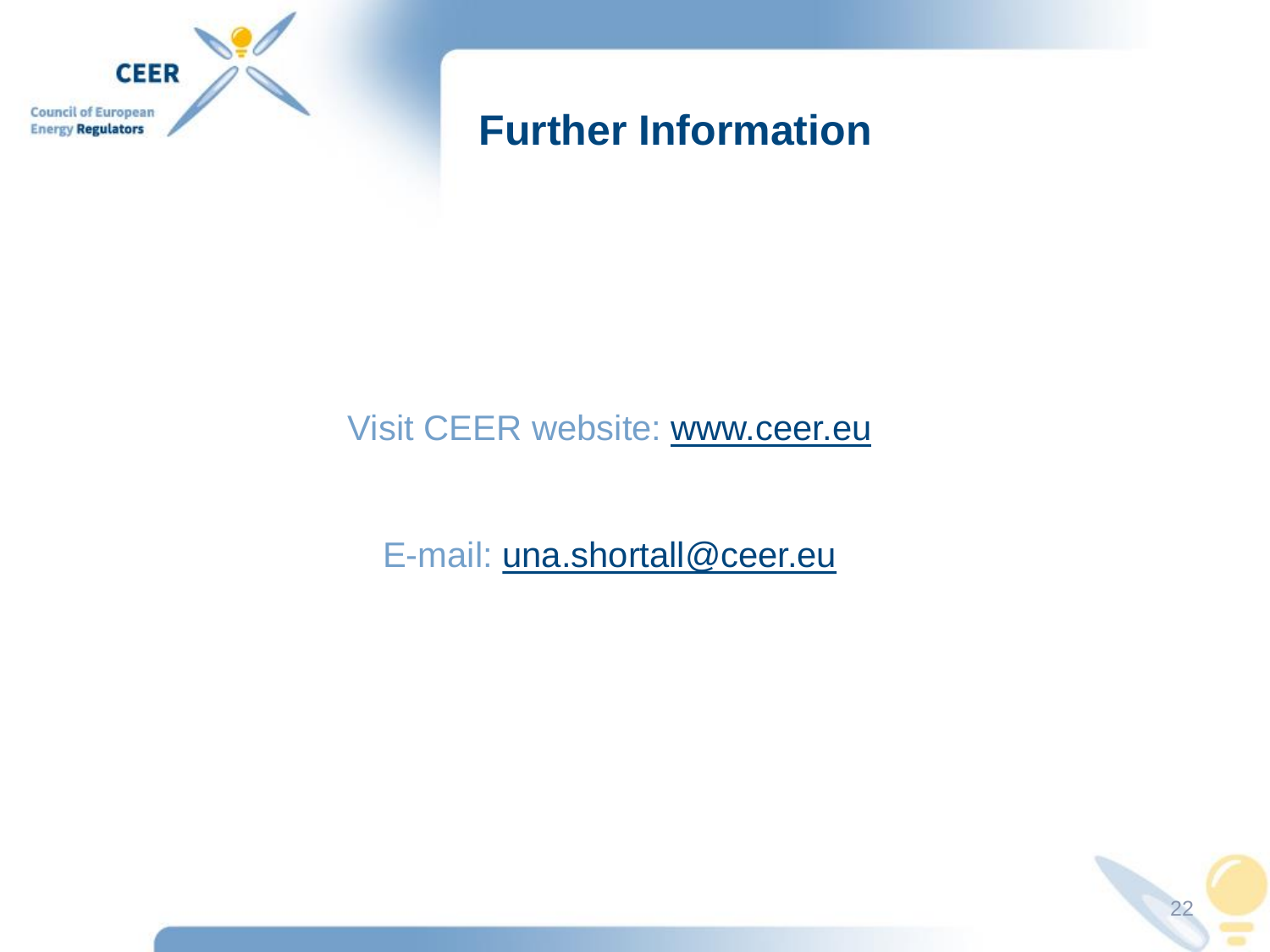# Further Information

Visit CEER website: www.ceer.eu

E-mail: una.shortall@ceer.eu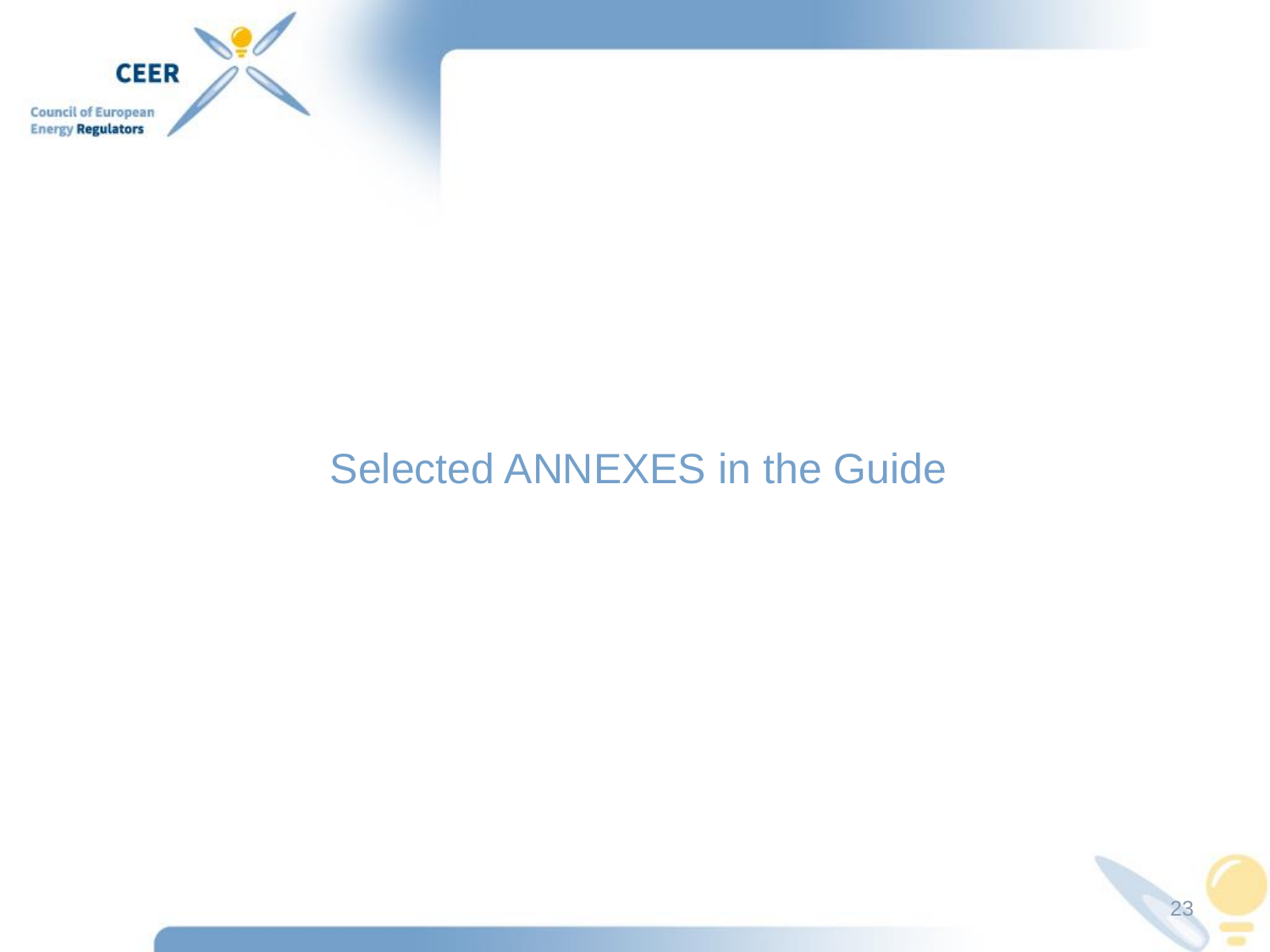# Selected ANNEXES in the Guide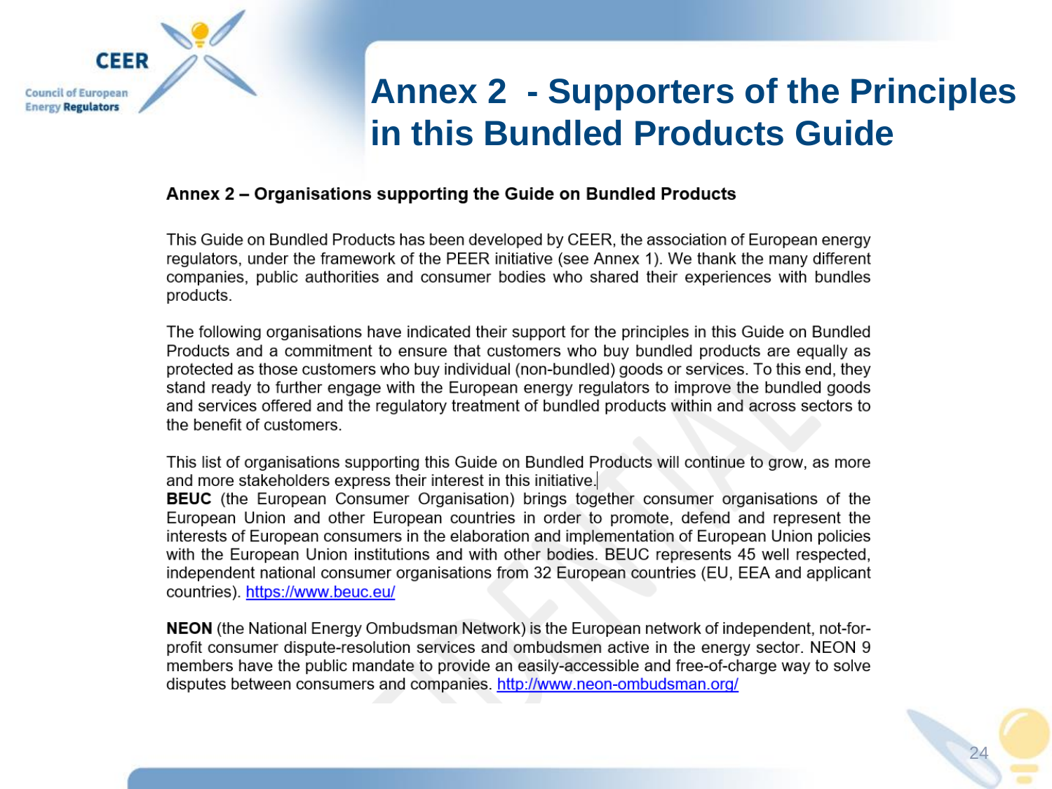# Annex 2 - Supporters of the Principles in this Bundled Products Guide

**Annex 2 – Organisations supporting the Guide on Bundled Products**

This Guide on Bundled Products has been developed by CEER, the association of European energy regulators, under the framework of the PEER initiative (see Annex 1). We thank the many different companies, public authorities and consumer bodies who shared their experiences with bundles products.

The following organisations have indicated their support for the principles in this Guide on Bundled Products and a commitment to ensure that customers who buy bundled products are equally as protected as those customers who buy individual (non-bundled) goods or services. To this end, they stand ready to further engage with the European energy regulators to improve the bundled goods and services offered and the regulatory treatment of bundled products within and across sectors to the benefit of customers.

This list of organisations supporting this Guide on Bundled Products will continue to grow, as more and more stakeholders express their interest in this initiative.

**BEUC** (the European Consumer Organisation) brings together consumer organisations of the European Union and other European countries in order to promote, defend and represent the interests of European consumers in the elaboration and implementation of European Union policies with the European Union institutions and with other bodies. BEUC represents 45 well respected, independent national consumer organisations from 32 European countries (EU, EEA and applicant countries). https://www.beuc.eu/

**NEON** (the National Energy Ombudsman Network) is the European network of independent, not-for-profit consumer dispute-resolution services and ombudsmen active in the energy sector. NEON 9 members have the public mandate to provide an easily-accessible and free-of-charge way to solve disputes between consumers and companies. http://www.neon-ombudsman.org/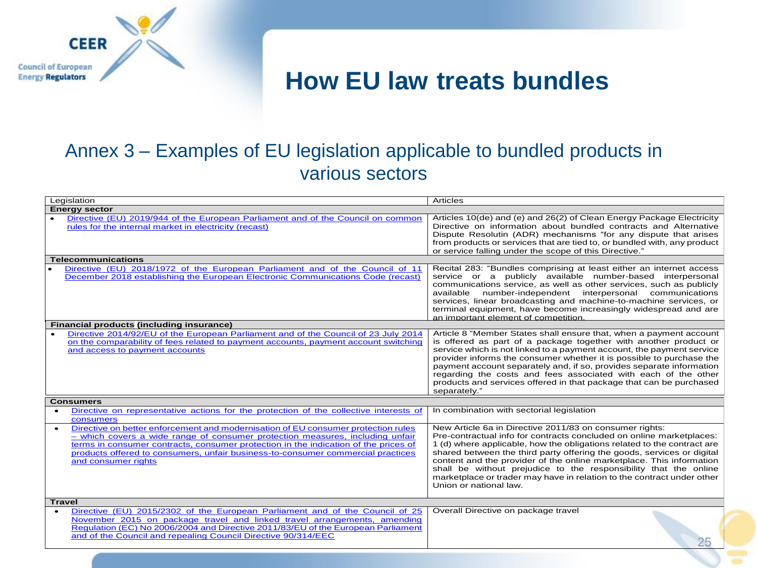# How EU law treats bundles

## Annex 3 – Examples of EU legislation applicable to bundled products in various sectors

| Legislation | Articles |
|---|---|
| **Energy sector** | |
| • Directive (EU) 2019/944 of the European Parliament and of the Council on common rules for the internal market in electricity (recast) | Articles 10(de) and (e) and 26(2) of Clean Energy Package Electricity Directive on information about bundled contracts and Alternative Dispute Resolutin (ADR) mechanisms "for any dispute that arises from products or services that are tied to, or bundled with, any product or service falling under the scope of this Directive." |
| **Telecommunications** | |
| • Directive (EU) 2018/1972 of the European Parliament and of the Council of 11 December 2018 establishing the European Electronic Communications Code (recast) | Recital 283: "Bundles comprising at least either an internet access service or a publicly available number-based interpersonal communications service, as well as other services, such as publicly available number-independent interpersonal communications services, linear broadcasting and machine-to-machine services, or terminal equipment, have become increasingly widespread and are an important element of competition. |
| **Financial products (including insurance)** | |
| • Directive 2014/92/EU of the European Parliament and of the Council of 23 July 2014 on the comparability of fees related to payment accounts, payment account switching and access to payment accounts | Article 8 "Member States shall ensure that, when a payment account is offered as part of a package together with another product or service which is not linked to a payment account, the payment service provider informs the consumer whether it is possible to purchase the payment account separately and, if so, provides separate information regarding the costs and fees associated with each of the other products and services offered in that package that can be purchased separately." |
| **Consumers** | |
| • Directive on representative actions for the protection of the collective interests of consumers | In combination with sectorial legislation |
| • Directive on better enforcement and modernisation of EU consumer protection rules – which covers a wide range of consumer protection measures, including unfair terms in consumer contracts, consumer protection in the indication of the prices of products offered to consumers, unfair business-to-consumer commercial practices and consumer rights | New Article 6a in Directive 2011/83 on consumer rights: Pre-contractual info for contracts concluded on online marketplaces: 1 (d) where applicable, how the obligations related to the contract are shared between the third party offering the goods, services or digital content and the provider of the online marketplace. This information shall be without prejudice to the responsibility that the online marketplace or trader may have in relation to the contract under other Union or national law. |
| **Travel** | |
| • Directive (EU) 2015/2302 of the European Parliament and of the Council of 25 November 2015 on package travel and linked travel arrangements, amending Regulation (EC) No 2006/2004 and Directive 2011/83/EU of the European Parliament and of the Council and repealing Council Directive 90/314/EEC | Overall Directive on package travel |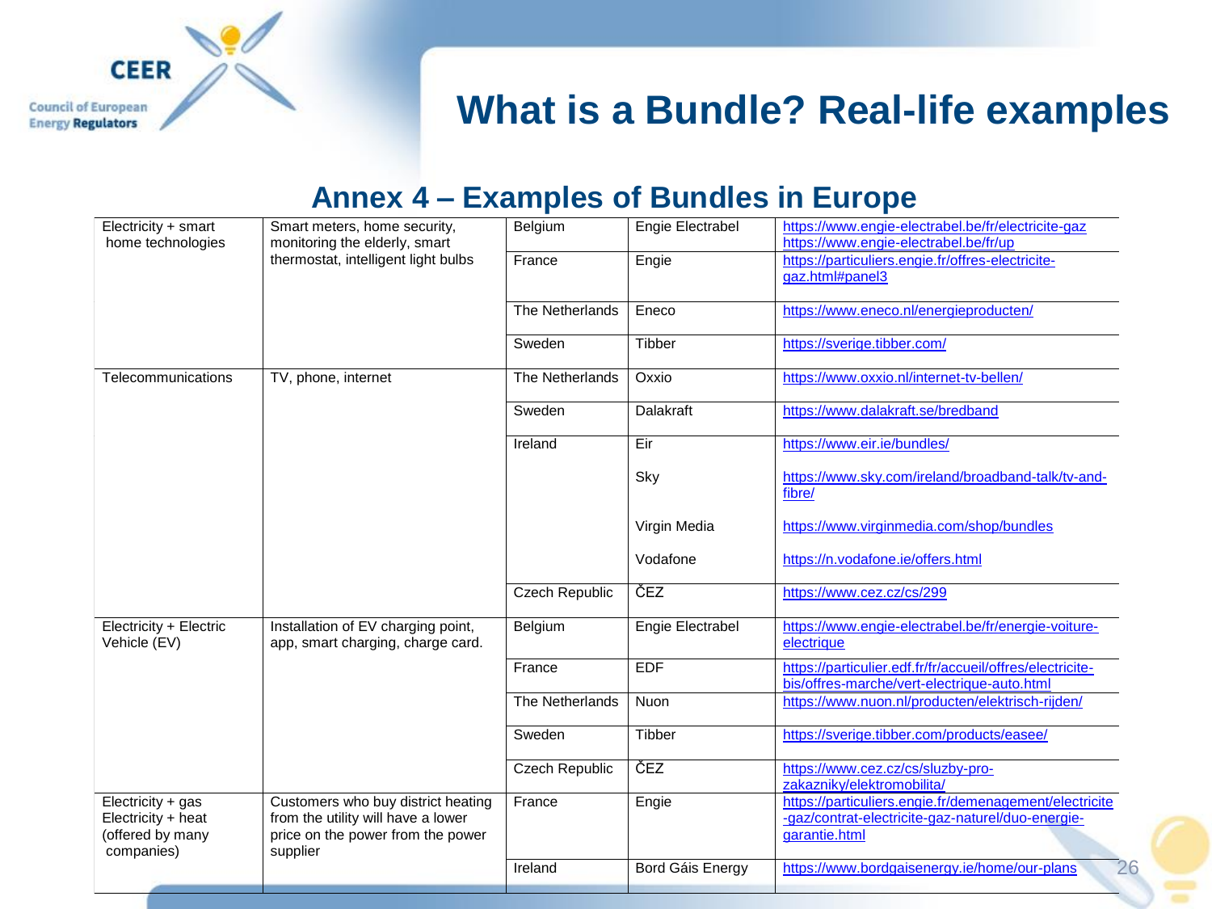# What is a Bundle? Real-life examples

## Annex 4 – Examples of Bundles in Europe

| | | | | |
|---|---|---|---|---|
| Electricity + smart home technologies | Smart meters, home security, monitoring the elderly, smart thermostat, intelligent light bulbs | Belgium | Engie Electrabel | https://www.engie-electrabel.be/fr/electricite-gaz https://www.engie-electrabel.be/fr/up |
| | | France | Engie | https://particuliers.engie.fr/offres-electricite-gaz.html#panel3 |
| | | The Netherlands | Eneco | https://www.eneco.nl/energieproducten/ |
| | | Sweden | Tibber | https://sverige.tibber.com/ |
| Telecommunications | TV, phone, internet | The Netherlands | Oxxio | https://www.oxxio.nl/internet-tv-bellen/ |
| | | Sweden | Dalakraft | https://www.dalakraft.se/bredband |
| | | Ireland | Eir | https://www.eir.ie/bundles/ |
| | | | Sky | https://www.sky.com/ireland/broadband-talk/tv-and-fibre/ |
| | | | Virgin Media | https://www.virginmedia.com/shop/bundles |
| | | | Vodafone | https://n.vodafone.ie/offers.html |
| | | Czech Republic | ČEZ | https://www.cez.cz/cs/299 |
| Electricity + Electric Vehicle (EV) | Installation of EV charging point, app, smart charging, charge card. | Belgium | Engie Electrabel | https://www.engie-electrabel.be/fr/energie-voiture-electrique |
| | | France | EDF | https://particulier.edf.fr/fr/accueil/offres/electricite-bis/offres-marche/vert-electrique-auto.html |
| | | The Netherlands | Nuon | https://www.nuon.nl/producten/elektrisch-rijden/ |
| | | Sweden | Tibber | https://sverige.tibber.com/products/easee/ |
| | | Czech Republic | ČEZ | https://www.cez.cz/cs/sluzby-pro-zakazniky/elektromobilita/ |
| Electricity + gas<br>Electricity + heat (offered by many companies) | Customers who buy district heating from the utility will have a lower price on the power from the power supplier | France | Engie | https://particuliers.engie.fr/demenagement/electricite-gaz/contrat-electricite-gaz-naturel/duo-energie-garantie.html |
| | | Ireland | Bord Gáis Energy | https://www.bordgaisenergy.ie/home/our-plans |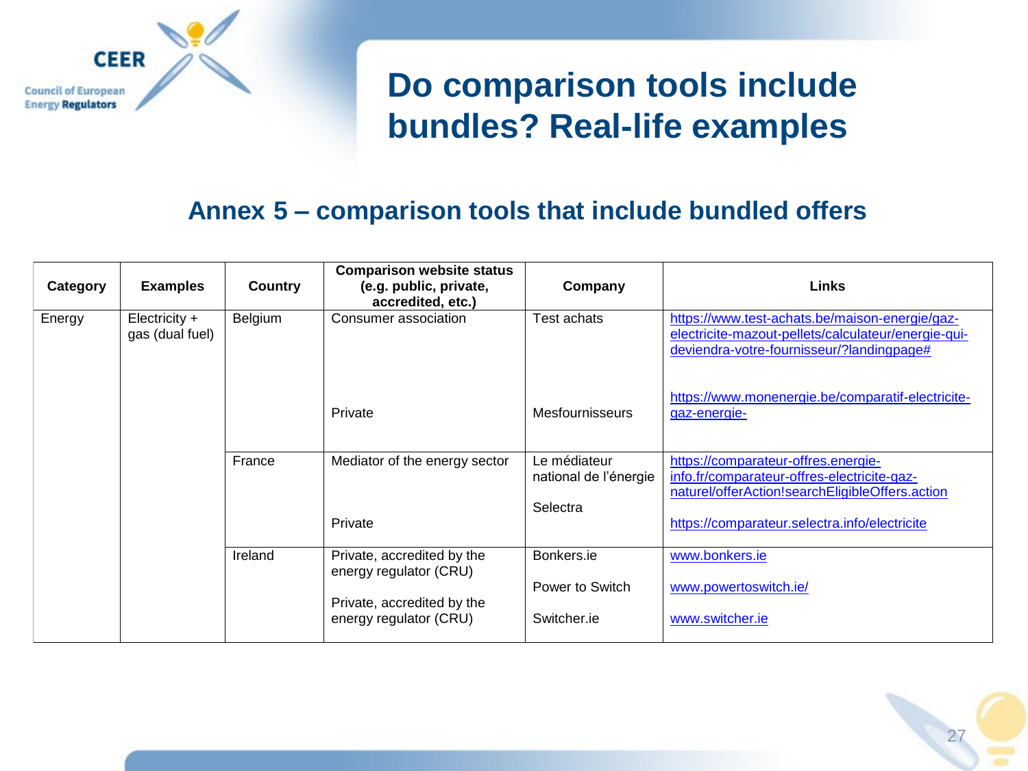# Do comparison tools include bundles? Real-life examples

## Annex 5 – comparison tools that include bundled offers

| Category | Examples | Country | Comparison website status (e.g. public, private, accredited, etc.) | Company | Links |
|---|---|---|---|---|---|
| Energy | Electricity + gas (dual fuel) | Belgium | Consumer association | Test achats | https://www.test-achats.be/maison-energie/gaz-electricite-mazout-pellets/calculateur/energie-qui-deviendra-votre-fournisseur/?landingpage# |
| | | | Private | Mesfournisseurs | https://www.monenergie.be/comparatif-electricite-gaz-energie- |
| | | France | Mediator of the energy sector | Le médiateur national de l'énergie | https://comparateur-offres.energie-info.fr/comparateur-offres-electricite-gaz-naturel/offerAction!searchEligibleOffers.action |
| | | | Private | Selectra | https://comparateur.selectra.info/electricite |
| | | Ireland | Private, accredited by the energy regulator (CRU) | Bonkers.ie | www.bonkers.ie |
| | | | | Power to Switch | www.powertoswitch.ie/ |
| | | | Private, accredited by the energy regulator (CRU) | Switcher.ie | www.switcher.ie |